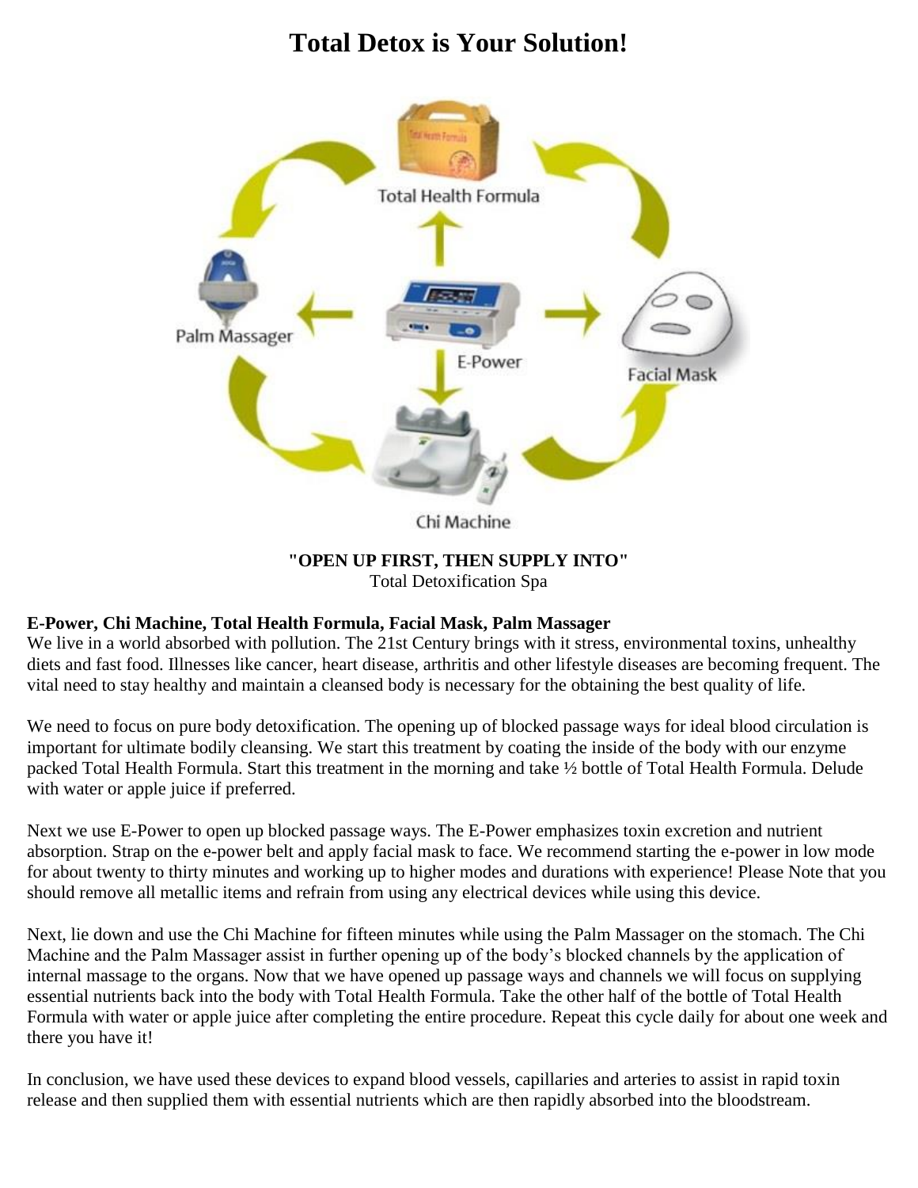# Total Detox is Your Solution!

Total Health Formula

Palm Massager

E-Power

Facial Mask

Chi Machine

**"OPEN UP FIRST, THEN SUPPLY INTO"**
Total Detoxification Spa

**E-Power, Chi Machine, Total Health Formula, Facial Mask, Palm Massager**
We live in a world absorbed with pollution. The 21st Century brings with it stress, environmental toxins, unhealthy diets and fast food. Illnesses like cancer, heart disease, arthritis and other lifestyle diseases are becoming frequent. The vital need to stay healthy and maintain a cleansed body is necessary for the obtaining the best quality of life.

We need to focus on pure body detoxification. The opening up of blocked passage ways for ideal blood circulation is important for ultimate bodily cleansing. We start this treatment by coating the inside of the body with our enzyme packed Total Health Formula. Start this treatment in the morning and take ½ bottle of Total Health Formula. Delude with water or apple juice if preferred.

Next we use E-Power to open up blocked passage ways. The E-Power emphasizes toxin excretion and nutrient absorption. Strap on the e-power belt and apply facial mask to face. We recommend starting the e-power in low mode for about twenty to thirty minutes and working up to higher modes and durations with experience! Please Note that you should remove all metallic items and refrain from using any electrical devices while using this device.

Next, lie down and use the Chi Machine for fifteen minutes while using the Palm Massager on the stomach. The Chi Machine and the Palm Massager assist in further opening up of the body's blocked channels by the application of internal massage to the organs. Now that we have opened up passage ways and channels we will focus on supplying essential nutrients back into the body with Total Health Formula. Take the other half of the bottle of Total Health Formula with water or apple juice after completing the entire procedure. Repeat this cycle daily for about one week and there you have it!

In conclusion, we have used these devices to expand blood vessels, capillaries and arteries to assist in rapid toxin release and then supplied them with essential nutrients which are then rapidly absorbed into the bloodstream.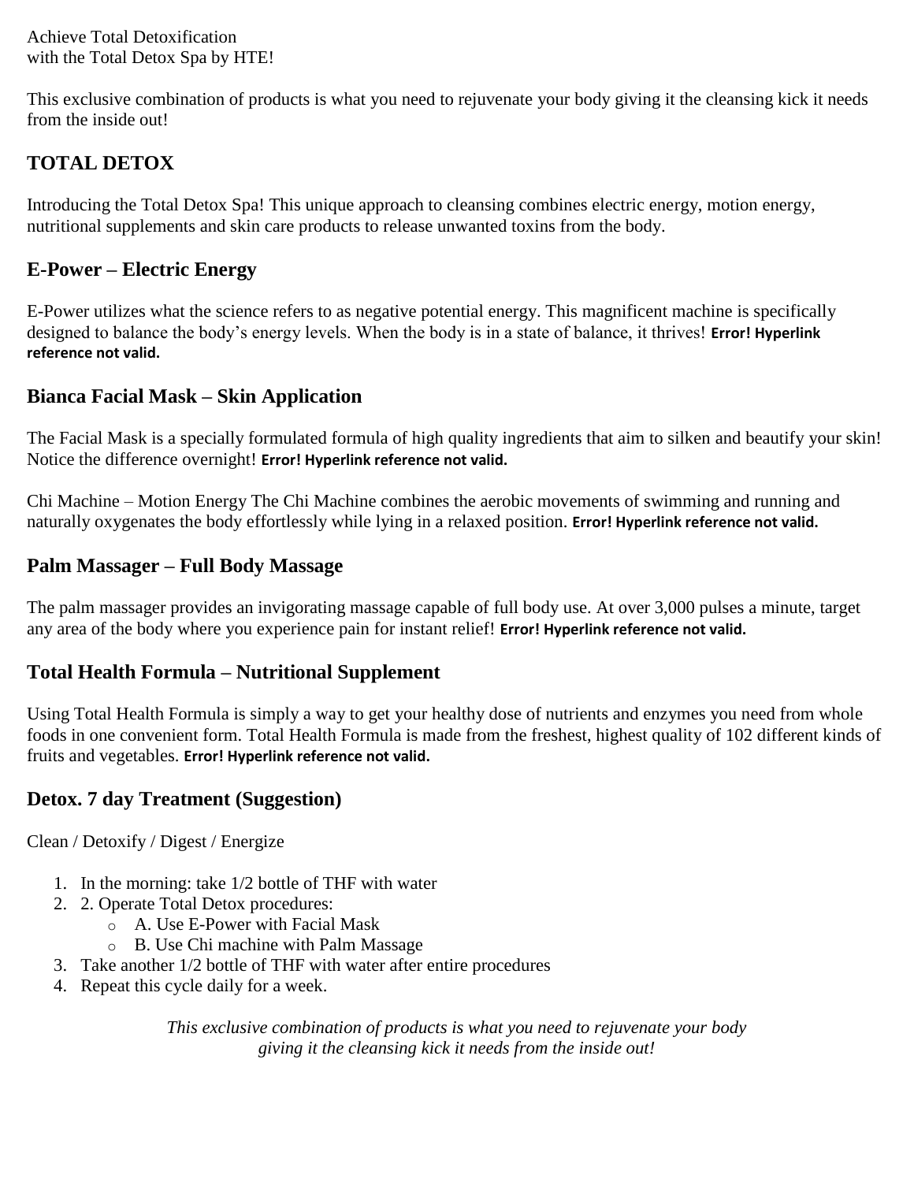Achieve Total Detoxification
with the Total Detox Spa by HTE!

This exclusive combination of products is what you need to rejuvenate your body giving it the cleansing kick it needs from the inside out!

## TOTAL DETOX

Introducing the Total Detox Spa! This unique approach to cleansing combines electric energy, motion energy, nutritional supplements and skin care products to release unwanted toxins from the body.

## E-Power – Electric Energy

E-Power utilizes what the science refers to as negative potential energy. This magnificent machine is specifically designed to balance the body's energy levels. When the body is in a state of balance, it thrives! **Error! Hyperlink reference not valid.**

## Bianca Facial Mask – Skin Application

The Facial Mask is a specially formulated formula of high quality ingredients that aim to silken and beautify your skin! Notice the difference overnight! **Error! Hyperlink reference not valid.**

Chi Machine – Motion Energy The Chi Machine combines the aerobic movements of swimming and running and naturally oxygenates the body effortlessly while lying in a relaxed position. **Error! Hyperlink reference not valid.**

## Palm Massager – Full Body Massage

The palm massager provides an invigorating massage capable of full body use. At over 3,000 pulses a minute, target any area of the body where you experience pain for instant relief! **Error! Hyperlink reference not valid.**

## Total Health Formula – Nutritional Supplement

Using Total Health Formula is simply a way to get your healthy dose of nutrients and enzymes you need from whole foods in one convenient form. Total Health Formula is made from the freshest, highest quality of 102 different kinds of fruits and vegetables. **Error! Hyperlink reference not valid.**

## Detox. 7 day Treatment (Suggestion)

Clean / Detoxify / Digest / Energize

1. In the morning: take 1/2 bottle of THF with water
2. 2. Operate Total Detox procedures:
   - A. Use E-Power with Facial Mask
   - B. Use Chi machine with Palm Massage
3. Take another 1/2 bottle of THF with water after entire procedures
4. Repeat this cycle daily for a week.

*This exclusive combination of products is what you need to rejuvenate your body giving it the cleansing kick it needs from the inside out!*